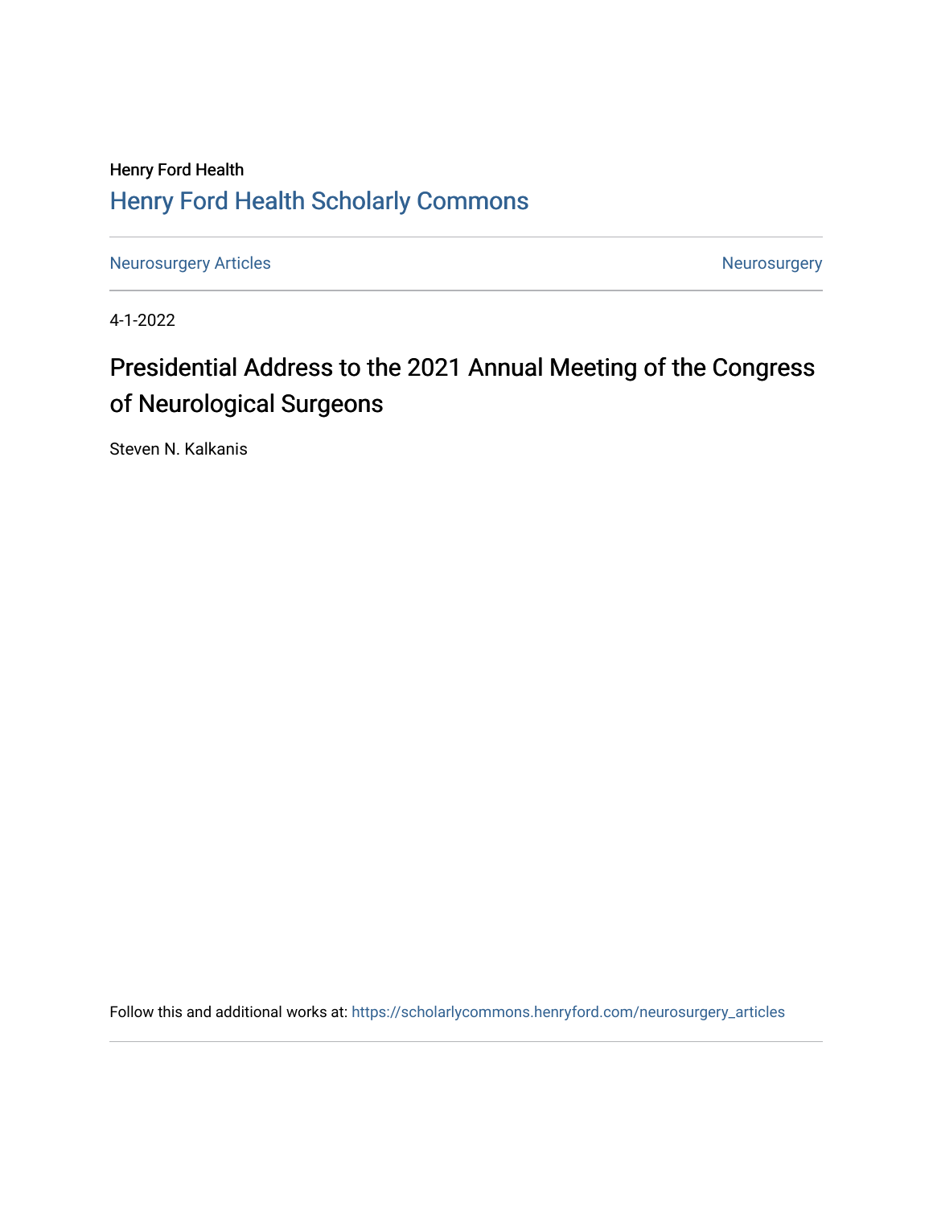Henry Ford Health

# Henry Ford Health Scholarly Commons

Neurosurgery Articles | Neurosurgery

4-1-2022

# Presidential Address to the 2021 Annual Meeting of the Congress of Neurological Surgeons

Steven N. Kalkanis

Follow this and additional works at: https://scholarlycommons.henryford.com/neurosurgery_articles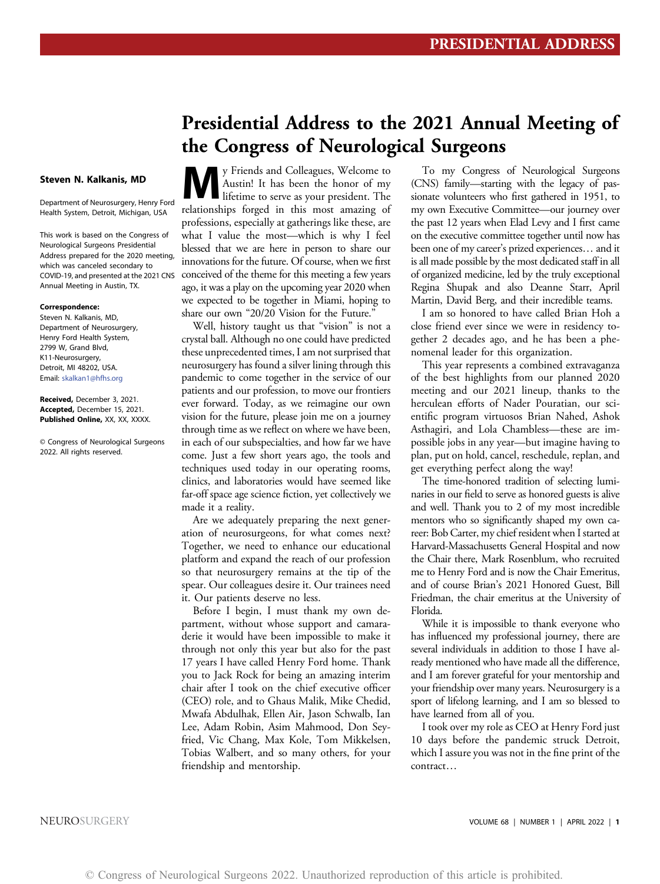# Presidential Address to the 2021 Annual Meeting of the Congress of Neurological Surgeons

**Steven N. Kalkanis, MD**

Department of Neurosurgery, Henry Ford Health System, Detroit, Michigan, USA

This work is based on the Congress of Neurological Surgeons Presidential Address prepared for the 2020 meeting, which was canceled secondary to COVID-19, and presented at the 2021 CNS Annual Meeting in Austin, TX.

**Correspondence:**
Steven N. Kalkanis, MD,
Department of Neurosurgery,
Henry Ford Health System,
2799 W, Grand Blvd,
K11-Neurosurgery,
Detroit, MI 48202, USA.
Email: skalkan1@hfhs.org

**Received,** December 3, 2021.
**Accepted,** December 15, 2021.
**Published Online,** XX, XX, XXXX.

© Congress of Neurological Surgeons 2022. All rights reserved.

My Friends and Colleagues, Welcome to Austin! It has been the honor of my lifetime to serve as your president. The relationships forged in this most amazing of professions, especially at gatherings like these, are what I value the most—which is why I feel blessed that we are here in person to share our innovations for the future. Of course, when we first conceived of the theme for this meeting a few years ago, it was a play on the upcoming year 2020 when we expected to be together in Miami, hoping to share our own "20/20 Vision for the Future."

Well, history taught us that "vision" is not a crystal ball. Although no one could have predicted these unprecedented times, I am not surprised that neurosurgery has found a silver lining through this pandemic to come together in the service of our patients and our profession, to move our frontiers ever forward. Today, as we reimagine our own vision for the future, please join me on a journey through time as we reflect on where we have been, in each of our subspecialties, and how far we have come. Just a few short years ago, the tools and techniques used today in our operating rooms, clinics, and laboratories would have seemed like far-off space age science fiction, yet collectively we made it a reality.

Are we adequately preparing the next generation of neurosurgeons, for what comes next? Together, we need to enhance our educational platform and expand the reach of our profession so that neurosurgery remains at the tip of the spear. Our colleagues desire it. Our trainees need it. Our patients deserve no less.

Before I begin, I must thank my own department, without whose support and camaraderie it would have been impossible to make it through not only this year but also for the past 17 years I have called Henry Ford home. Thank you to Jack Rock for being an amazing interim chair after I took on the chief executive officer (CEO) role, and to Ghaus Malik, Mike Chedid, Mwafa Abdulhak, Ellen Air, Jason Schwalb, Ian Lee, Adam Robin, Asim Mahmood, Don Seyfried, Vic Chang, Max Kole, Tom Mikkelsen, Tobias Walbert, and so many others, for your friendship and mentorship.

To my Congress of Neurological Surgeons (CNS) family—starting with the legacy of passionate volunteers who first gathered in 1951, to my own Executive Committee—our journey over the past 12 years when Elad Levy and I first came on the executive committee together until now has been one of my career's prized experiences… and it is all made possible by the most dedicated staff in all of organized medicine, led by the truly exceptional Regina Shupak and also Deanne Starr, April Martin, David Berg, and their incredible teams.

I am so honored to have called Brian Hoh a close friend ever since we were in residency together 2 decades ago, and he has been a phenomenal leader for this organization.

This year represents a combined extravaganza of the best highlights from our planned 2020 meeting and our 2021 lineup, thanks to the herculean efforts of Nader Pouratian, our scientific program virtuosos Brian Nahed, Ashok Asthagiri, and Lola Chambless—these are impossible jobs in any year—but imagine having to plan, put on hold, cancel, reschedule, replan, and get everything perfect along the way!

The time-honored tradition of selecting luminaries in our field to serve as honored guests is alive and well. Thank you to 2 of my most incredible mentors who so significantly shaped my own career: Bob Carter, my chief resident when I started at Harvard-Massachusetts General Hospital and now the Chair there, Mark Rosenblum, who recruited me to Henry Ford and is now the Chair Emeritus, and of course Brian's 2021 Honored Guest, Bill Friedman, the chair emeritus at the University of Florida.

While it is impossible to thank everyone who has influenced my professional journey, there are several individuals in addition to those I have already mentioned who have made all the difference, and I am forever grateful for your mentorship and your friendship over many years. Neurosurgery is a sport of lifelong learning, and I am so blessed to have learned from all of you.

I took over my role as CEO at Henry Ford just 10 days before the pandemic struck Detroit, which I assure you was not in the fine print of the contract…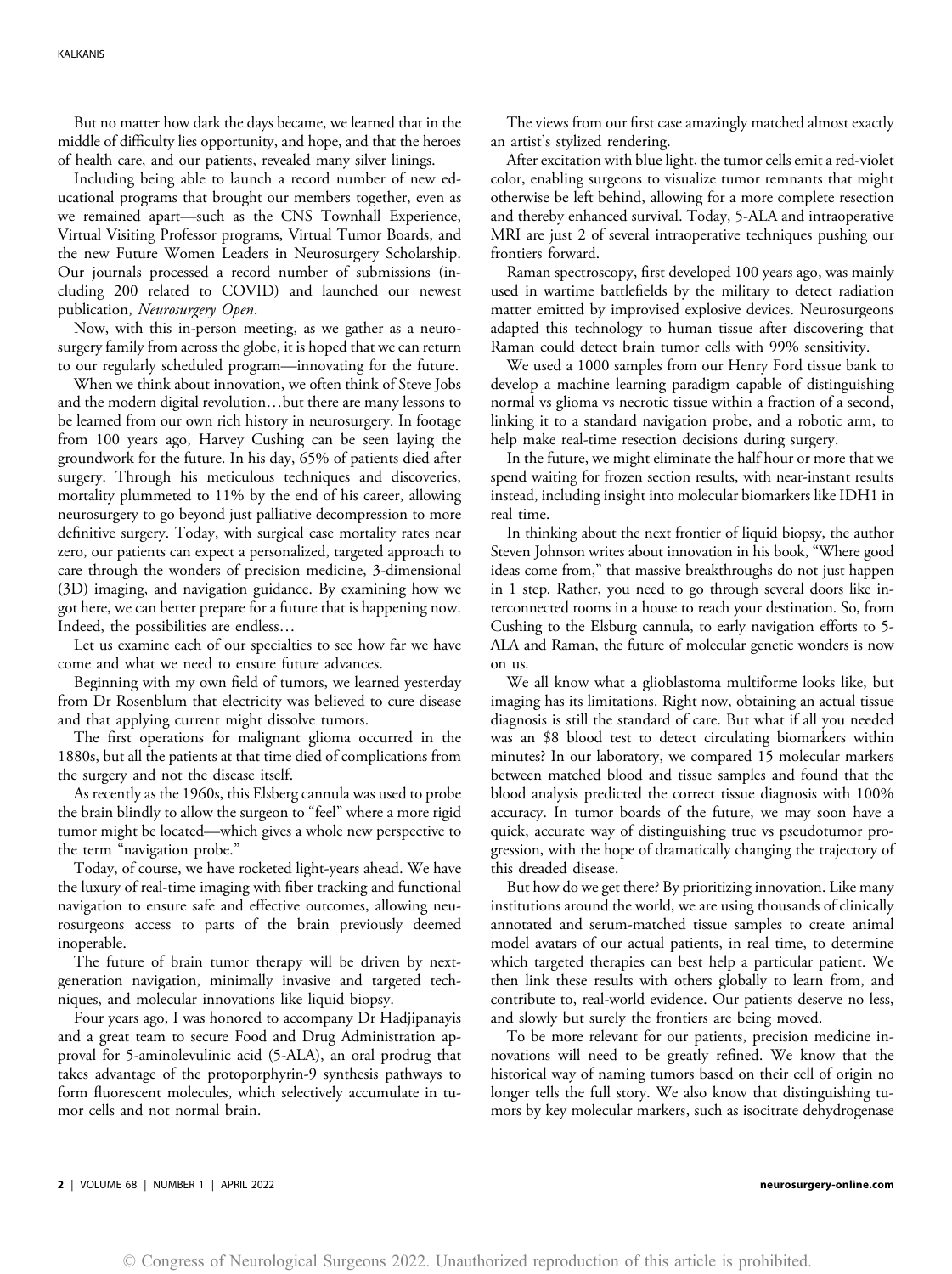But no matter how dark the days became, we learned that in the middle of difficulty lies opportunity, and hope, and that the heroes of health care, and our patients, revealed many silver linings.

Including being able to launch a record number of new educational programs that brought our members together, even as we remained apart—such as the CNS Townhall Experience, Virtual Visiting Professor programs, Virtual Tumor Boards, and the new Future Women Leaders in Neurosurgery Scholarship. Our journals processed a record number of submissions (including 200 related to COVID) and launched our newest publication, *Neurosurgery Open*.

Now, with this in-person meeting, as we gather as a neurosurgery family from across the globe, it is hoped that we can return to our regularly scheduled program—innovating for the future.

When we think about innovation, we often think of Steve Jobs and the modern digital revolution…but there are many lessons to be learned from our own rich history in neurosurgery. In footage from 100 years ago, Harvey Cushing can be seen laying the groundwork for the future. In his day, 65% of patients died after surgery. Through his meticulous techniques and discoveries, mortality plummeted to 11% by the end of his career, allowing neurosurgery to go beyond just palliative decompression to more definitive surgery. Today, with surgical case mortality rates near zero, our patients can expect a personalized, targeted approach to care through the wonders of precision medicine, 3-dimensional (3D) imaging, and navigation guidance. By examining how we got here, we can better prepare for a future that is happening now. Indeed, the possibilities are endless…

Let us examine each of our specialties to see how far we have come and what we need to ensure future advances.

Beginning with my own field of tumors, we learned yesterday from Dr Rosenblum that electricity was believed to cure disease and that applying current might dissolve tumors.

The first operations for malignant glioma occurred in the 1880s, but all the patients at that time died of complications from the surgery and not the disease itself.

As recently as the 1960s, this Elsberg cannula was used to probe the brain blindly to allow the surgeon to "feel" where a more rigid tumor might be located—which gives a whole new perspective to the term "navigation probe."

Today, of course, we have rocketed light-years ahead. We have the luxury of real-time imaging with fiber tracking and functional navigation to ensure safe and effective outcomes, allowing neurosurgeons access to parts of the brain previously deemed inoperable.

The future of brain tumor therapy will be driven by next-generation navigation, minimally invasive and targeted techniques, and molecular innovations like liquid biopsy.

Four years ago, I was honored to accompany Dr Hadjipanayis and a great team to secure Food and Drug Administration approval for 5-aminolevulinic acid (5-ALA), an oral prodrug that takes advantage of the protoporphyrin-9 synthesis pathways to form fluorescent molecules, which selectively accumulate in tumor cells and not normal brain.

The views from our first case amazingly matched almost exactly an artist's stylized rendering.

After excitation with blue light, the tumor cells emit a red-violet color, enabling surgeons to visualize tumor remnants that might otherwise be left behind, allowing for a more complete resection and thereby enhanced survival. Today, 5-ALA and intraoperative MRI are just 2 of several intraoperative techniques pushing our frontiers forward.

Raman spectroscopy, first developed 100 years ago, was mainly used in wartime battlefields by the military to detect radiation matter emitted by improvised explosive devices. Neurosurgeons adapted this technology to human tissue after discovering that Raman could detect brain tumor cells with 99% sensitivity.

We used a 1000 samples from our Henry Ford tissue bank to develop a machine learning paradigm capable of distinguishing normal vs glioma vs necrotic tissue within a fraction of a second, linking it to a standard navigation probe, and a robotic arm, to help make real-time resection decisions during surgery.

In the future, we might eliminate the half hour or more that we spend waiting for frozen section results, with near-instant results instead, including insight into molecular biomarkers like IDH1 in real time.

In thinking about the next frontier of liquid biopsy, the author Steven Johnson writes about innovation in his book, "Where good ideas come from," that massive breakthroughs do not just happen in 1 step. Rather, you need to go through several doors like interconnected rooms in a house to reach your destination. So, from Cushing to the Elsburg cannula, to early navigation efforts to 5-ALA and Raman, the future of molecular genetic wonders is now on us.

We all know what a glioblastoma multiforme looks like, but imaging has its limitations. Right now, obtaining an actual tissue diagnosis is still the standard of care. But what if all you needed was an \$8 blood test to detect circulating biomarkers within minutes? In our laboratory, we compared 15 molecular markers between matched blood and tissue samples and found that the blood analysis predicted the correct tissue diagnosis with 100% accuracy. In tumor boards of the future, we may soon have a quick, accurate way of distinguishing true vs pseudotumor progression, with the hope of dramatically changing the trajectory of this dreaded disease.

But how do we get there? By prioritizing innovation. Like many institutions around the world, we are using thousands of clinically annotated and serum-matched tissue samples to create animal model avatars of our actual patients, in real time, to determine which targeted therapies can best help a particular patient. We then link these results with others globally to learn from, and contribute to, real-world evidence. Our patients deserve no less, and slowly but surely the frontiers are being moved.

To be more relevant for our patients, precision medicine innovations will need to be greatly refined. We know that the historical way of naming tumors based on their cell of origin no longer tells the full story. We also know that distinguishing tumors by key molecular markers, such as isocitrate dehydrogenase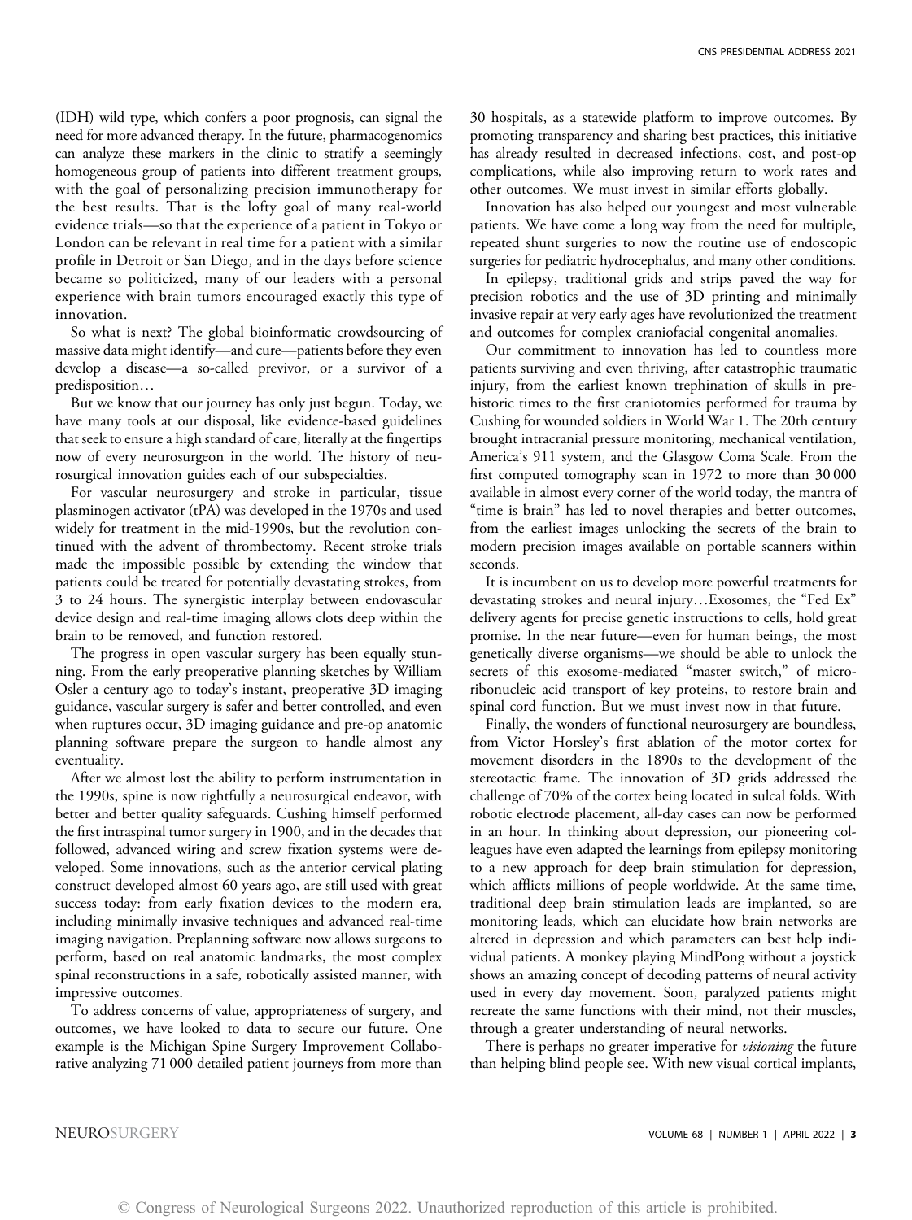(IDH) wild type, which confers a poor prognosis, can signal the need for more advanced therapy. In the future, pharmacogenomics can analyze these markers in the clinic to stratify a seemingly homogeneous group of patients into different treatment groups, with the goal of personalizing precision immunotherapy for the best results. That is the lofty goal of many real-world evidence trials—so that the experience of a patient in Tokyo or London can be relevant in real time for a patient with a similar profile in Detroit or San Diego, and in the days before science became so politicized, many of our leaders with a personal experience with brain tumors encouraged exactly this type of innovation.

So what is next? The global bioinformatic crowdsourcing of massive data might identify—and cure—patients before they even develop a disease—a so-called previvor, or a survivor of a predisposition…

But we know that our journey has only just begun. Today, we have many tools at our disposal, like evidence-based guidelines that seek to ensure a high standard of care, literally at the fingertips now of every neurosurgeon in the world. The history of neurosurgical innovation guides each of our subspecialties.

For vascular neurosurgery and stroke in particular, tissue plasminogen activator (tPA) was developed in the 1970s and used widely for treatment in the mid-1990s, but the revolution continued with the advent of thrombectomy. Recent stroke trials made the impossible possible by extending the window that patients could be treated for potentially devastating strokes, from 3 to 24 hours. The synergistic interplay between endovascular device design and real-time imaging allows clots deep within the brain to be removed, and function restored.

The progress in open vascular surgery has been equally stunning. From the early preoperative planning sketches by William Osler a century ago to today's instant, preoperative 3D imaging guidance, vascular surgery is safer and better controlled, and even when ruptures occur, 3D imaging guidance and pre-op anatomic planning software prepare the surgeon to handle almost any eventuality.

After we almost lost the ability to perform instrumentation in the 1990s, spine is now rightfully a neurosurgical endeavor, with better and better quality safeguards. Cushing himself performed the first intraspinal tumor surgery in 1900, and in the decades that followed, advanced wiring and screw fixation systems were developed. Some innovations, such as the anterior cervical plating construct developed almost 60 years ago, are still used with great success today: from early fixation devices to the modern era, including minimally invasive techniques and advanced real-time imaging navigation. Preplanning software now allows surgeons to perform, based on real anatomic landmarks, the most complex spinal reconstructions in a safe, robotically assisted manner, with impressive outcomes.

To address concerns of value, appropriateness of surgery, and outcomes, we have looked to data to secure our future. One example is the Michigan Spine Surgery Improvement Collaborative analyzing 71 000 detailed patient journeys from more than 30 hospitals, as a statewide platform to improve outcomes. By promoting transparency and sharing best practices, this initiative has already resulted in decreased infections, cost, and post-op complications, while also improving return to work rates and other outcomes. We must invest in similar efforts globally.

Innovation has also helped our youngest and most vulnerable patients. We have come a long way from the need for multiple, repeated shunt surgeries to now the routine use of endoscopic surgeries for pediatric hydrocephalus, and many other conditions.

In epilepsy, traditional grids and strips paved the way for precision robotics and the use of 3D printing and minimally invasive repair at very early ages have revolutionized the treatment and outcomes for complex craniofacial congenital anomalies.

Our commitment to innovation has led to countless more patients surviving and even thriving, after catastrophic traumatic injury, from the earliest known trephination of skulls in prehistoric times to the first craniotomies performed for trauma by Cushing for wounded soldiers in World War 1. The 20th century brought intracranial pressure monitoring, mechanical ventilation, America's 911 system, and the Glasgow Coma Scale. From the first computed tomography scan in 1972 to more than 30 000 available in almost every corner of the world today, the mantra of "time is brain" has led to novel therapies and better outcomes, from the earliest images unlocking the secrets of the brain to modern precision images available on portable scanners within seconds.

It is incumbent on us to develop more powerful treatments for devastating strokes and neural injury…Exosomes, the "Fed Ex" delivery agents for precise genetic instructions to cells, hold great promise. In the near future—even for human beings, the most genetically diverse organisms—we should be able to unlock the secrets of this exosome-mediated "master switch," of microribonucleic acid transport of key proteins, to restore brain and spinal cord function. But we must invest now in that future.

Finally, the wonders of functional neurosurgery are boundless, from Victor Horsley's first ablation of the motor cortex for movement disorders in the 1890s to the development of the stereotactic frame. The innovation of 3D grids addressed the challenge of 70% of the cortex being located in sulcal folds. With robotic electrode placement, all-day cases can now be performed in an hour. In thinking about depression, our pioneering colleagues have even adapted the learnings from epilepsy monitoring to a new approach for deep brain stimulation for depression, which afflicts millions of people worldwide. At the same time, traditional deep brain stimulation leads are implanted, so are monitoring leads, which can elucidate how brain networks are altered in depression and which parameters can best help individual patients. A monkey playing MindPong without a joystick shows an amazing concept of decoding patterns of neural activity used in every day movement. Soon, paralyzed patients might recreate the same functions with their mind, not their muscles, through a greater understanding of neural networks.

There is perhaps no greater imperative for *visioning* the future than helping blind people see. With new visual cortical implants,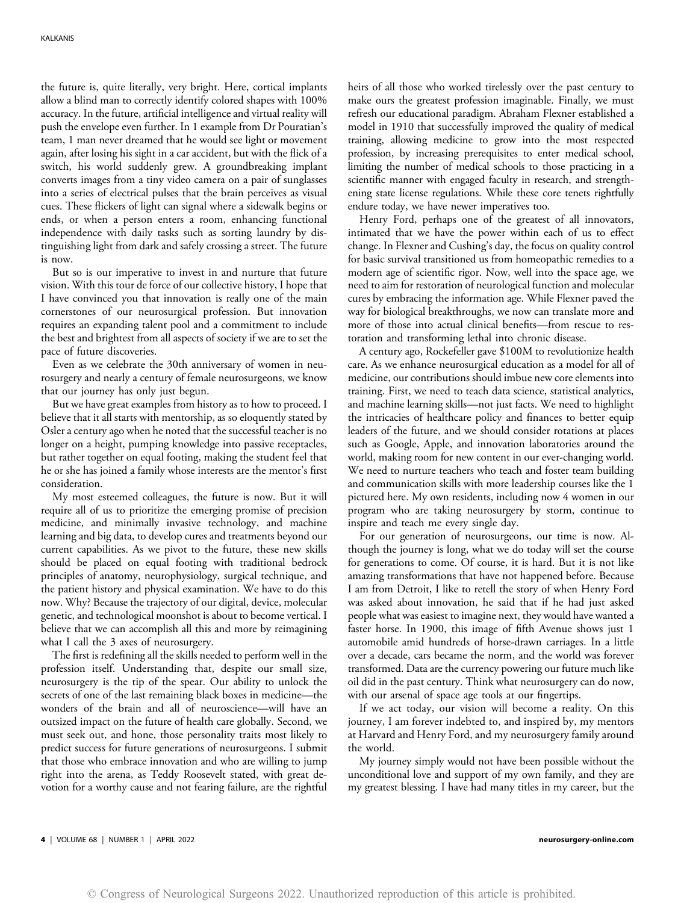the future is, quite literally, very bright. Here, cortical implants allow a blind man to correctly identify colored shapes with 100% accuracy. In the future, artificial intelligence and virtual reality will push the envelope even further. In 1 example from Dr Pouratian's team, 1 man never dreamed that he would see light or movement again, after losing his sight in a car accident, but with the flick of a switch, his world suddenly grew. A groundbreaking implant converts images from a tiny video camera on a pair of sunglasses into a series of electrical pulses that the brain perceives as visual cues. These flickers of light can signal where a sidewalk begins or ends, or when a person enters a room, enhancing functional independence with daily tasks such as sorting laundry by distinguishing light from dark and safely crossing a street. The future is now.

But so is our imperative to invest in and nurture that future vision. With this tour de force of our collective history, I hope that I have convinced you that innovation is really one of the main cornerstones of our neurosurgical profession. But innovation requires an expanding talent pool and a commitment to include the best and brightest from all aspects of society if we are to set the pace of future discoveries.

Even as we celebrate the 30th anniversary of women in neurosurgery and nearly a century of female neurosurgeons, we know that our journey has only just begun.

But we have great examples from history as to how to proceed. I believe that it all starts with mentorship, as so eloquently stated by Osler a century ago when he noted that the successful teacher is no longer on a height, pumping knowledge into passive receptacles, but rather together on equal footing, making the student feel that he or she has joined a family whose interests are the mentor's first consideration.

My most esteemed colleagues, the future is now. But it will require all of us to prioritize the emerging promise of precision medicine, and minimally invasive technology, and machine learning and big data, to develop cures and treatments beyond our current capabilities. As we pivot to the future, these new skills should be placed on equal footing with traditional bedrock principles of anatomy, neurophysiology, surgical technique, and the patient history and physical examination. We have to do this now. Why? Because the trajectory of our digital, device, molecular genetic, and technological moonshot is about to become vertical. I believe that we can accomplish all this and more by reimagining what I call the 3 axes of neurosurgery.

The first is redefining all the skills needed to perform well in the profession itself. Understanding that, despite our small size, neurosurgery is the tip of the spear. Our ability to unlock the secrets of one of the last remaining black boxes in medicine—the wonders of the brain and all of neuroscience—will have an outsized impact on the future of health care globally. Second, we must seek out, and hone, those personality traits most likely to predict success for future generations of neurosurgeons. I submit that those who embrace innovation and who are willing to jump right into the arena, as Teddy Roosevelt stated, with great devotion for a worthy cause and not fearing failure, are the rightful heirs of all those who worked tirelessly over the past century to make ours the greatest profession imaginable. Finally, we must refresh our educational paradigm. Abraham Flexner established a model in 1910 that successfully improved the quality of medical training, allowing medicine to grow into the most respected profession, by increasing prerequisites to enter medical school, limiting the number of medical schools to those practicing in a scientific manner with engaged faculty in research, and strengthening state license regulations. While these core tenets rightfully endure today, we have newer imperatives too.

Henry Ford, perhaps one of the greatest of all innovators, intimated that we have the power within each of us to effect change. In Flexner and Cushing's day, the focus on quality control for basic survival transitioned us from homeopathic remedies to a modern age of scientific rigor. Now, well into the space age, we need to aim for restoration of neurological function and molecular cures by embracing the information age. While Flexner paved the way for biological breakthroughs, we now can translate more and more of those into actual clinical benefits—from rescue to restoration and transforming lethal into chronic disease.

A century ago, Rockefeller gave \$100M to revolutionize health care. As we enhance neurosurgical education as a model for all of medicine, our contributions should imbue new core elements into training. First, we need to teach data science, statistical analytics, and machine learning skills—not just facts. We need to highlight the intricacies of healthcare policy and finances to better equip leaders of the future, and we should consider rotations at places such as Google, Apple, and innovation laboratories around the world, making room for new content in our ever-changing world. We need to nurture teachers who teach and foster team building and communication skills with more leadership courses like the 1 pictured here. My own residents, including now 4 women in our program who are taking neurosurgery by storm, continue to inspire and teach me every single day.

For our generation of neurosurgeons, our time is now. Although the journey is long, what we do today will set the course for generations to come. Of course, it is hard. But it is not like amazing transformations that have not happened before. Because I am from Detroit, I like to retell the story of when Henry Ford was asked about innovation, he said that if he had just asked people what was easiest to imagine next, they would have wanted a faster horse. In 1900, this image of fifth Avenue shows just 1 automobile amid hundreds of horse-drawn carriages. In a little over a decade, cars became the norm, and the world was forever transformed. Data are the currency powering our future much like oil did in the past century. Think what neurosurgery can do now, with our arsenal of space age tools at our fingertips.

If we act today, our vision will become a reality. On this journey, I am forever indebted to, and inspired by, my mentors at Harvard and Henry Ford, and my neurosurgery family around the world.

My journey simply would not have been possible without the unconditional love and support of my own family, and they are my greatest blessing. I have had many titles in my career, but the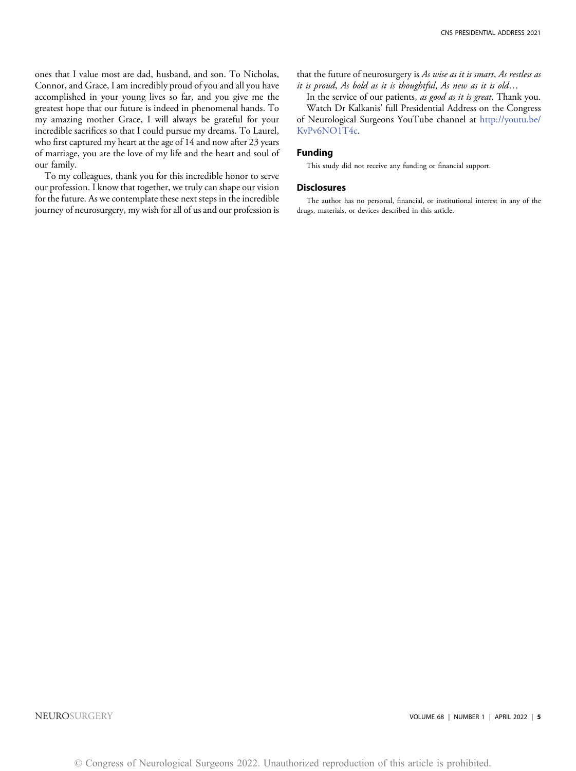ones that I value most are dad, husband, and son. To Nicholas, Connor, and Grace, I am incredibly proud of you and all you have accomplished in your young lives so far, and you give me the greatest hope that our future is indeed in phenomenal hands. To my amazing mother Grace, I will always be grateful for your incredible sacrifices so that I could pursue my dreams. To Laurel, who first captured my heart at the age of 14 and now after 23 years of marriage, you are the love of my life and the heart and soul of our family.

To my colleagues, thank you for this incredible honor to serve our profession. I know that together, we truly can shape our vision for the future. As we contemplate these next steps in the incredible journey of neurosurgery, my wish for all of us and our profession is that the future of neurosurgery is *As wise as it is smart*, *As restless as it is proud*, *As bold as it is thoughtful*, *As new as it is old*…

In the service of our patients, *as good as it is great*. Thank you.

Watch Dr Kalkanis' full Presidential Address on the Congress of Neurological Surgeons YouTube channel at http://youtu.be/KvPv6NO1T4c.

## Funding

This study did not receive any funding or financial support.

## Disclosures

The author has no personal, financial, or institutional interest in any of the drugs, materials, or devices described in this article.